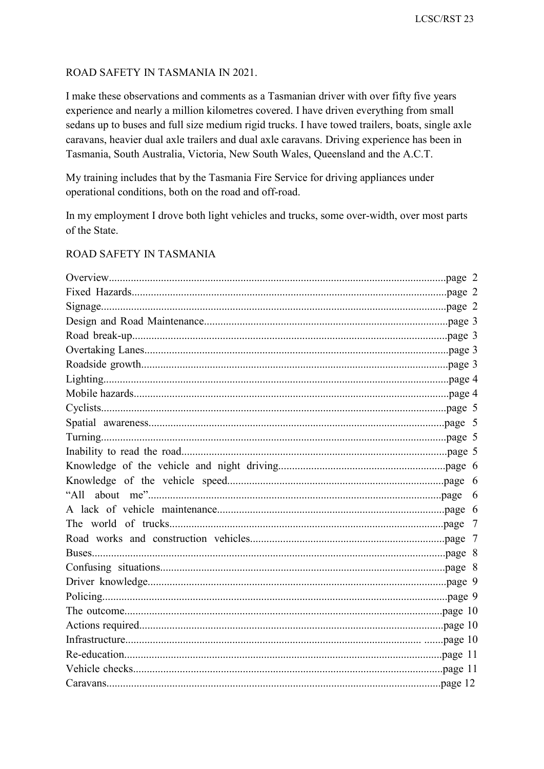# ROAD SAFETY IN TASMANIA IN 2021.

I make these observations and comments as a Tasmanian driver with over fifty five years experience and nearly a million kilometres covered. I have driven everything from small sedans up to buses and full size medium rigid trucks. I have towed trailers, boats, single axle caravans, heavier dual axle trailers and dual axle caravans. Driving experience has been in Tasmania, South Australia, Victoria, New South Wales, Queensland and the A.C.T.

My training includes that by the Tasmania Fire Service for driving appliances under operational conditions, both on the road and off-road.

In my employment I drove both light vehicles and trucks, some over-width, over most parts of the State.

## ROAD SAFETY IN TASMANIA

Overview....page 2
Fixed Hazards....page 2
Signage....page 2
Design and Road Maintenance....page 3
Road break-up....page 3
Overtaking Lanes....page 3
Roadside growth....page 3
Lighting....page 4
Mobile hazards....page 4
Cyclists....page 5
Spatial awareness....page 5
Turning....page 5
Inability to read the road....page 5
Knowledge of the vehicle and night driving....page 6
Knowledge of the vehicle speed....page 6
"All about me"....page 6
A lack of vehicle maintenance....page 6
The world of trucks....page 7
Road works and construction vehicles....page 7
Buses....page 8
Confusing situations....page 8
Driver knowledge....page 9
Policing....page 9
The outcome....page 10
Actions required....page 10
Infrastructure....page 10
Re-education....page 11
Vehicle checks....page 11
Caravans....page 12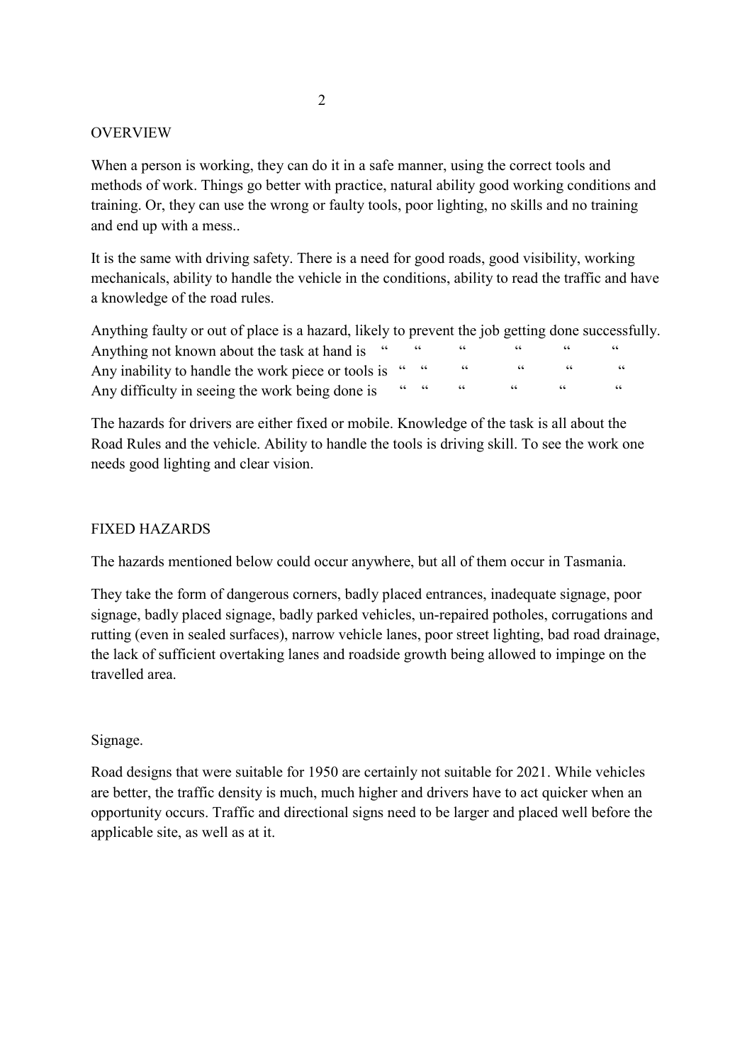## OVERVIEW

When a person is working, they can do it in a safe manner, using the correct tools and methods of work. Things go better with practice, natural ability good working conditions and training. Or, they can use the wrong or faulty tools, poor lighting, no skills and no training and end up with a mess..

It is the same with driving safety. There is a need for good roads, good visibility, working mechanicals, ability to handle the vehicle in the conditions, ability to read the traffic and have a knowledge of the road rules.

Anything faulty or out of place is a hazard, likely to prevent the job getting done successfully.
Anything not known about the task at hand is " " " " " "
Any inability to handle the work piece or tools is " " " " " "
Any difficulty in seeing the work being done is " " " " " "

The hazards for drivers are either fixed or mobile. Knowledge of the task is all about the Road Rules and the vehicle. Ability to handle the tools is driving skill. To see the work one needs good lighting and clear vision.

## FIXED HAZARDS

The hazards mentioned below could occur anywhere, but all of them occur in Tasmania.

They take the form of dangerous corners, badly placed entrances, inadequate signage, poor signage, badly placed signage, badly parked vehicles, un-repaired potholes, corrugations and rutting (even in sealed surfaces), narrow vehicle lanes, poor street lighting, bad road drainage, the lack of sufficient overtaking lanes and roadside growth being allowed to impinge on the travelled area.

### Signage.

Road designs that were suitable for 1950 are certainly not suitable for 2021. While vehicles are better, the traffic density is much, much higher and drivers have to act quicker when an opportunity occurs. Traffic and directional signs need to be larger and placed well before the applicable site, as well as at it.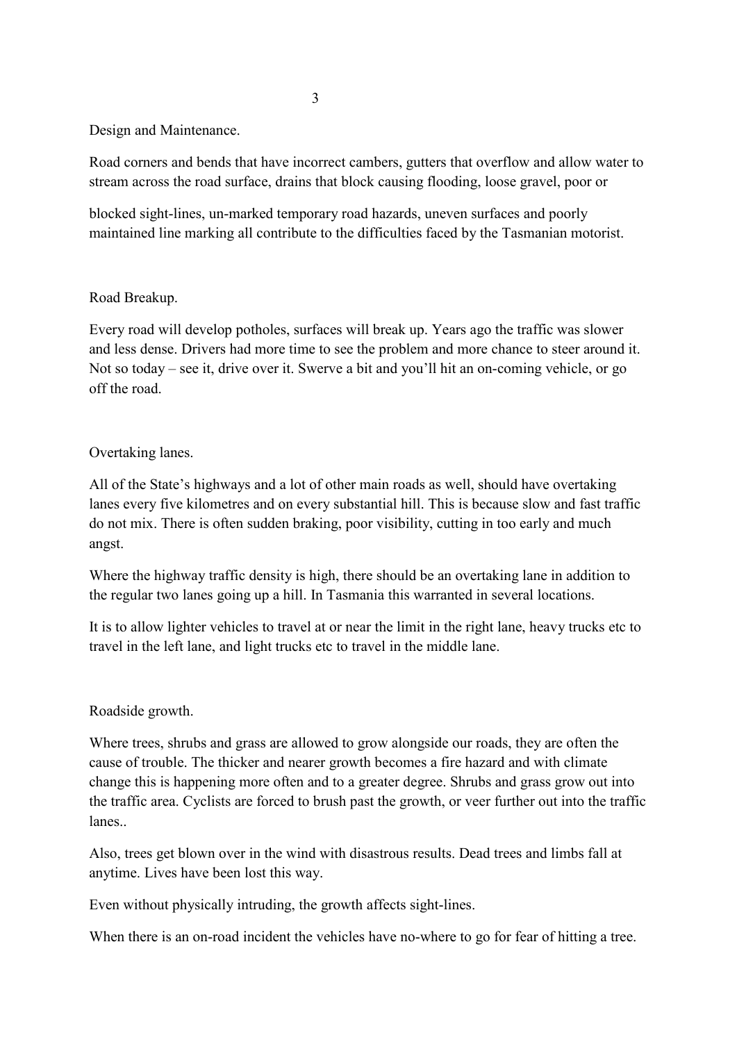Design and Maintenance.

Road corners and bends that have incorrect cambers, gutters that overflow and allow water to stream across the road surface, drains that block causing flooding, loose gravel, poor or

blocked sight-lines, un-marked temporary road hazards, uneven surfaces and poorly maintained line marking all contribute to the difficulties faced by the Tasmanian motorist.

Road Breakup.

Every road will develop potholes, surfaces will break up. Years ago the traffic was slower and less dense. Drivers had more time to see the problem and more chance to steer around it. Not so today – see it, drive over it. Swerve a bit and you'll hit an on-coming vehicle, or go off the road.

Overtaking lanes.

All of the State's highways and a lot of other main roads as well, should have overtaking lanes every five kilometres and on every substantial hill. This is because slow and fast traffic do not mix. There is often sudden braking, poor visibility, cutting in too early and much angst.

Where the highway traffic density is high, there should be an overtaking lane in addition to the regular two lanes going up a hill. In Tasmania this warranted in several locations.

It is to allow lighter vehicles to travel at or near the limit in the right lane, heavy trucks etc to travel in the left lane, and light trucks etc to travel in the middle lane.

Roadside growth.

Where trees, shrubs and grass are allowed to grow alongside our roads, they are often the cause of trouble. The thicker and nearer growth becomes a fire hazard and with climate change this is happening more often and to a greater degree. Shrubs and grass grow out into the traffic area. Cyclists are forced to brush past the growth, or veer further out into the traffic lanes..

Also, trees get blown over in the wind with disastrous results. Dead trees and limbs fall at anytime. Lives have been lost this way.

Even without physically intruding, the growth affects sight-lines.

When there is an on-road incident the vehicles have no-where to go for fear of hitting a tree.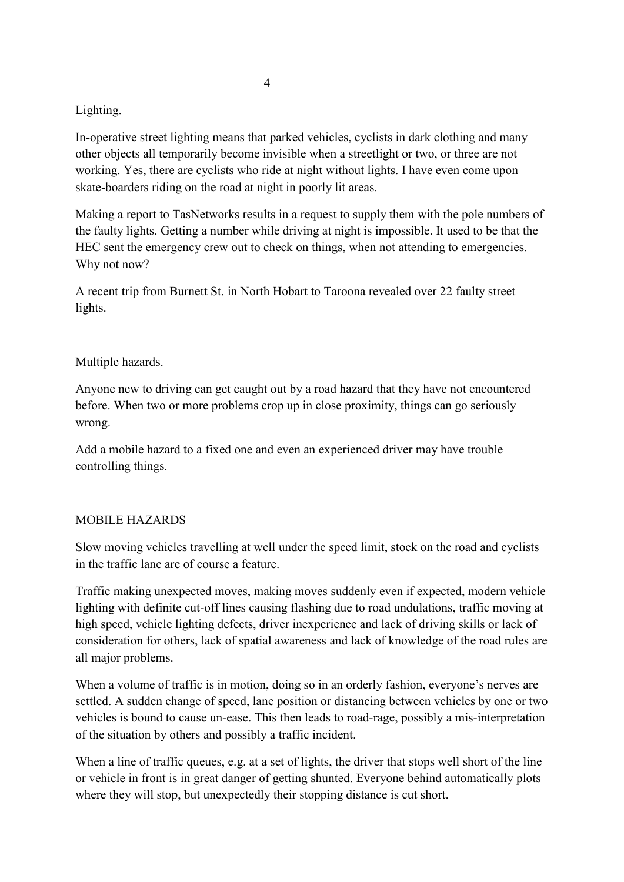Lighting.

In-operative street lighting means that parked vehicles, cyclists in dark clothing and many other objects all temporarily become invisible when a streetlight or two, or three are not working. Yes, there are cyclists who ride at night without lights. I have even come upon skate-boarders riding on the road at night in poorly lit areas.

Making a report to TasNetworks results in a request to supply them with the pole numbers of the faulty lights. Getting a number while driving at night is impossible. It used to be that the HEC sent the emergency crew out to check on things, when not attending to emergencies. Why not now?

A recent trip from Burnett St. in North Hobart to Taroona revealed over 22 faulty street lights.

Multiple hazards.

Anyone new to driving can get caught out by a road hazard that they have not encountered before. When two or more problems crop up in close proximity, things can go seriously wrong.

Add a mobile hazard to a fixed one and even an experienced driver may have trouble controlling things.

MOBILE HAZARDS

Slow moving vehicles travelling at well under the speed limit, stock on the road and cyclists in the traffic lane are of course a feature.

Traffic making unexpected moves, making moves suddenly even if expected, modern vehicle lighting with definite cut-off lines causing flashing due to road undulations, traffic moving at high speed, vehicle lighting defects, driver inexperience and lack of driving skills or lack of consideration for others, lack of spatial awareness and lack of knowledge of the road rules are all major problems.

When a volume of traffic is in motion, doing so in an orderly fashion, everyone's nerves are settled. A sudden change of speed, lane position or distancing between vehicles by one or two vehicles is bound to cause un-ease. This then leads to road-rage, possibly a mis-interpretation of the situation by others and possibly a traffic incident.

When a line of traffic queues, e.g. at a set of lights, the driver that stops well short of the line or vehicle in front is in great danger of getting shunted. Everyone behind automatically plots where they will stop, but unexpectedly their stopping distance is cut short.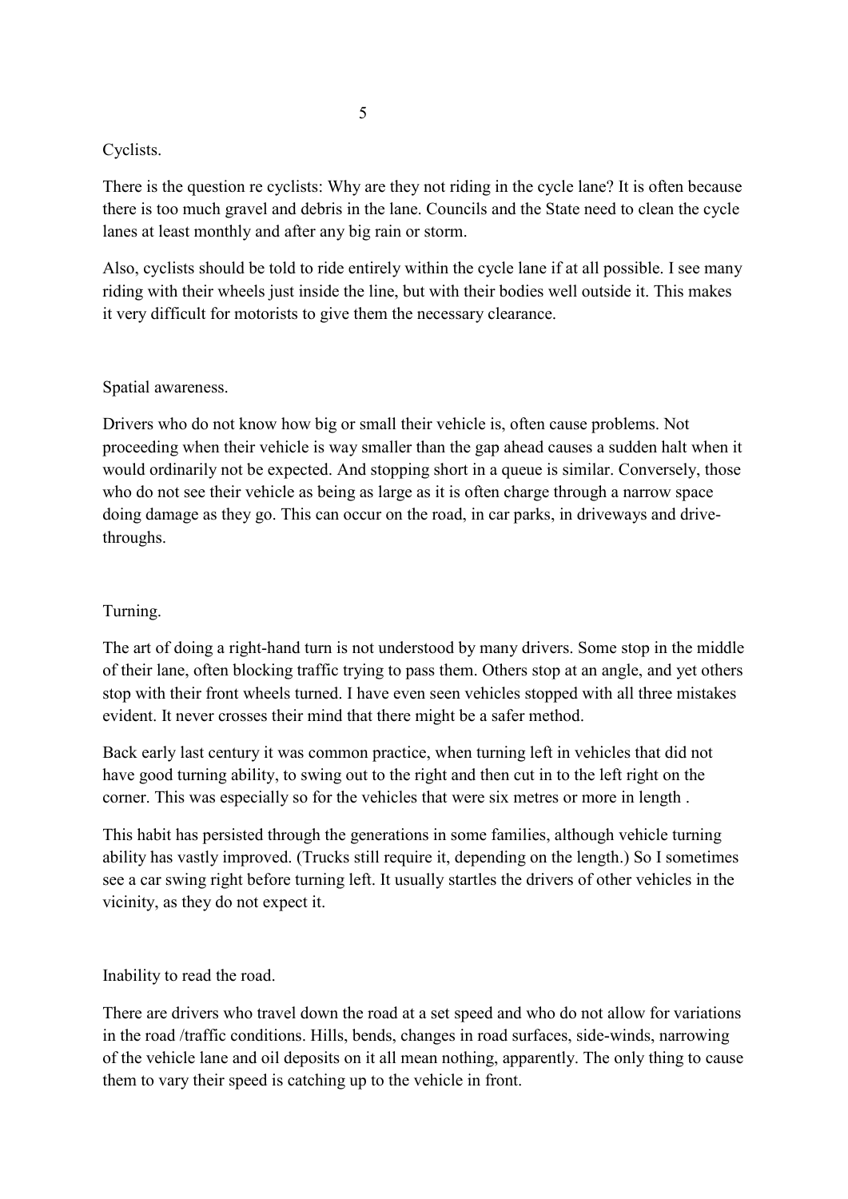## Cyclists.

There is the question re cyclists: Why are they not riding in the cycle lane? It is often because there is too much gravel and debris in the lane. Councils and the State need to clean the cycle lanes at least monthly and after any big rain or storm.

Also, cyclists should be told to ride entirely within the cycle lane if at all possible. I see many riding with their wheels just inside the line, but with their bodies well outside it. This makes it very difficult for motorists to give them the necessary clearance.

## Spatial awareness.

Drivers who do not know how big or small their vehicle is, often cause problems. Not proceeding when their vehicle is way smaller than the gap ahead causes a sudden halt when it would ordinarily not be expected. And stopping short in a queue is similar. Conversely, those who do not see their vehicle as being as large as it is often charge through a narrow space doing damage as they go. This can occur on the road, in car parks, in driveways and drive-throughs.

## Turning.

The art of doing a right-hand turn is not understood by many drivers. Some stop in the middle of their lane, often blocking traffic trying to pass them. Others stop at an angle, and yet others stop with their front wheels turned. I have even seen vehicles stopped with all three mistakes evident. It never crosses their mind that there might be a safer method.

Back early last century it was common practice, when turning left in vehicles that did not have good turning ability, to swing out to the right and then cut in to the left right on the corner. This was especially so for the vehicles that were six metres or more in length .

This habit has persisted through the generations in some families, although vehicle turning ability has vastly improved. (Trucks still require it, depending on the length.) So I sometimes see a car swing right before turning left. It usually startles the drivers of other vehicles in the vicinity, as they do not expect it.

## Inability to read the road.

There are drivers who travel down the road at a set speed and who do not allow for variations in the road /traffic conditions. Hills, bends, changes in road surfaces, side-winds, narrowing of the vehicle lane and oil deposits on it all mean nothing, apparently. The only thing to cause them to vary their speed is catching up to the vehicle in front.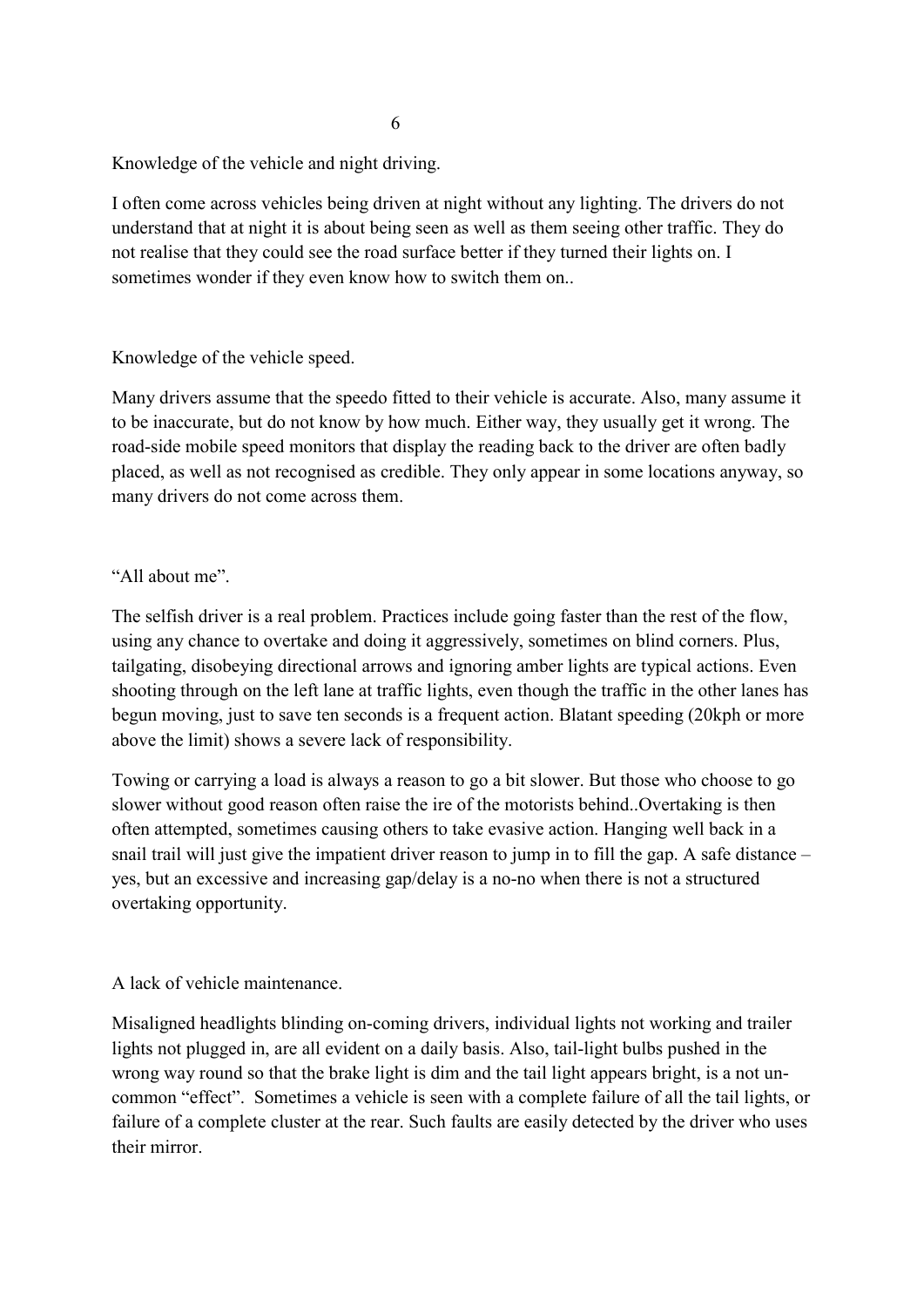## Knowledge of the vehicle and night driving.

I often come across vehicles being driven at night without any lighting. The drivers do not understand that at night it is about being seen as well as them seeing other traffic. They do not realise that they could see the road surface better if they turned their lights on. I sometimes wonder if they even know how to switch them on..

## Knowledge of the vehicle speed.

Many drivers assume that the speedo fitted to their vehicle is accurate. Also, many assume it to be inaccurate, but do not know by how much. Either way, they usually get it wrong. The road-side mobile speed monitors that display the reading back to the driver are often badly placed, as well as not recognised as credible. They only appear in some locations anyway, so many drivers do not come across them.

## "All about me".

The selfish driver is a real problem. Practices include going faster than the rest of the flow, using any chance to overtake and doing it aggressively, sometimes on blind corners. Plus, tailgating, disobeying directional arrows and ignoring amber lights are typical actions. Even shooting through on the left lane at traffic lights, even though the traffic in the other lanes has begun moving, just to save ten seconds is a frequent action. Blatant speeding (20kph or more above the limit) shows a severe lack of responsibility.

Towing or carrying a load is always a reason to go a bit slower. But those who choose to go slower without good reason often raise the ire of the motorists behind..Overtaking is then often attempted, sometimes causing others to take evasive action. Hanging well back in a snail trail will just give the impatient driver reason to jump in to fill the gap. A safe distance – yes, but an excessive and increasing gap/delay is a no-no when there is not a structured overtaking opportunity.

## A lack of vehicle maintenance.

Misaligned headlights blinding on-coming drivers, individual lights not working and trailer lights not plugged in, are all evident on a daily basis. Also, tail-light bulbs pushed in the wrong way round so that the brake light is dim and the tail light appears bright, is a not un-common "effect". Sometimes a vehicle is seen with a complete failure of all the tail lights, or failure of a complete cluster at the rear. Such faults are easily detected by the driver who uses their mirror.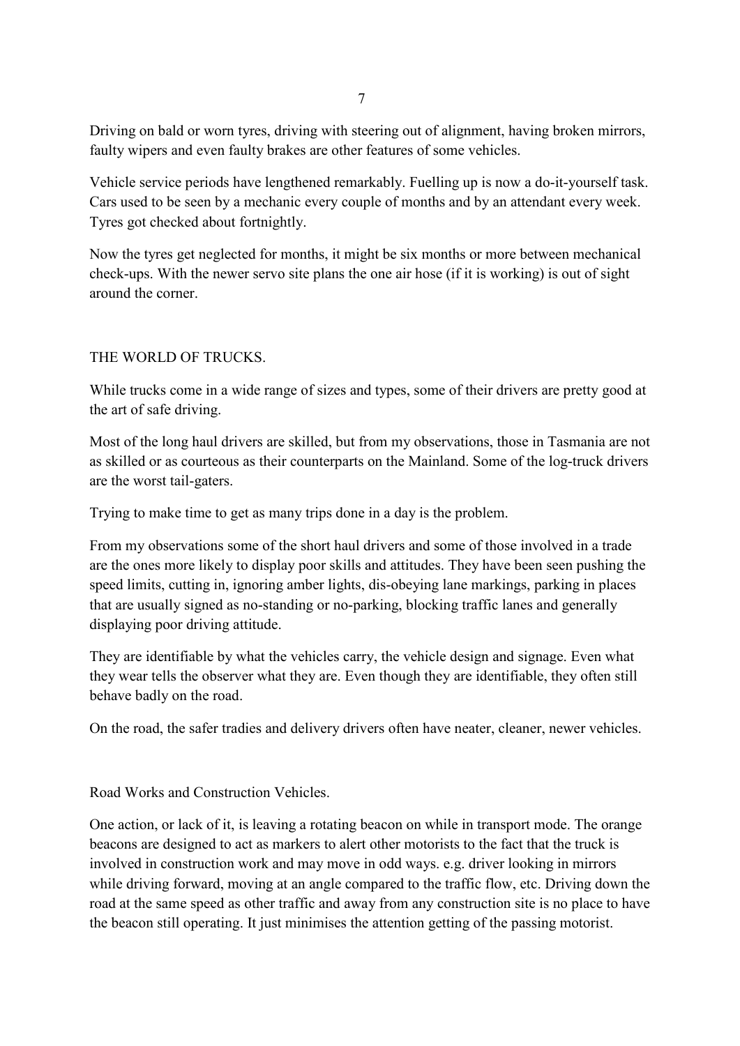Driving on bald or worn tyres, driving with steering out of alignment, having broken mirrors, faulty wipers and even faulty brakes are other features of some vehicles.

Vehicle service periods have lengthened remarkably. Fuelling up is now a do-it-yourself task. Cars used to be seen by a mechanic every couple of months and by an attendant every week. Tyres got checked about fortnightly.

Now the tyres get neglected for months, it might be six months or more between mechanical check-ups. With the newer servo site plans the one air hose (if it is working) is out of sight around the corner.

## THE WORLD OF TRUCKS.

While trucks come in a wide range of sizes and types, some of their drivers are pretty good at the art of safe driving.

Most of the long haul drivers are skilled, but from my observations, those in Tasmania are not as skilled or as courteous as their counterparts on the Mainland. Some of the log-truck drivers are the worst tail-gaters.

Trying to make time to get as many trips done in a day is the problem.

From my observations some of the short haul drivers and some of those involved in a trade are the ones more likely to display poor skills and attitudes. They have been seen pushing the speed limits, cutting in, ignoring amber lights, dis-obeying lane markings, parking in places that are usually signed as no-standing or no-parking, blocking traffic lanes and generally displaying poor driving attitude.

They are identifiable by what the vehicles carry, the vehicle design and signage. Even what they wear tells the observer what they are. Even though they are identifiable, they often still behave badly on the road.

On the road, the safer tradies and delivery drivers often have neater, cleaner, newer vehicles.

### Road Works and Construction Vehicles.

One action, or lack of it, is leaving a rotating beacon on while in transport mode. The orange beacons are designed to act as markers to alert other motorists to the fact that the truck is involved in construction work and may move in odd ways. e.g. driver looking in mirrors while driving forward, moving at an angle compared to the traffic flow, etc. Driving down the road at the same speed as other traffic and away from any construction site is no place to have the beacon still operating. It just minimises the attention getting of the passing motorist.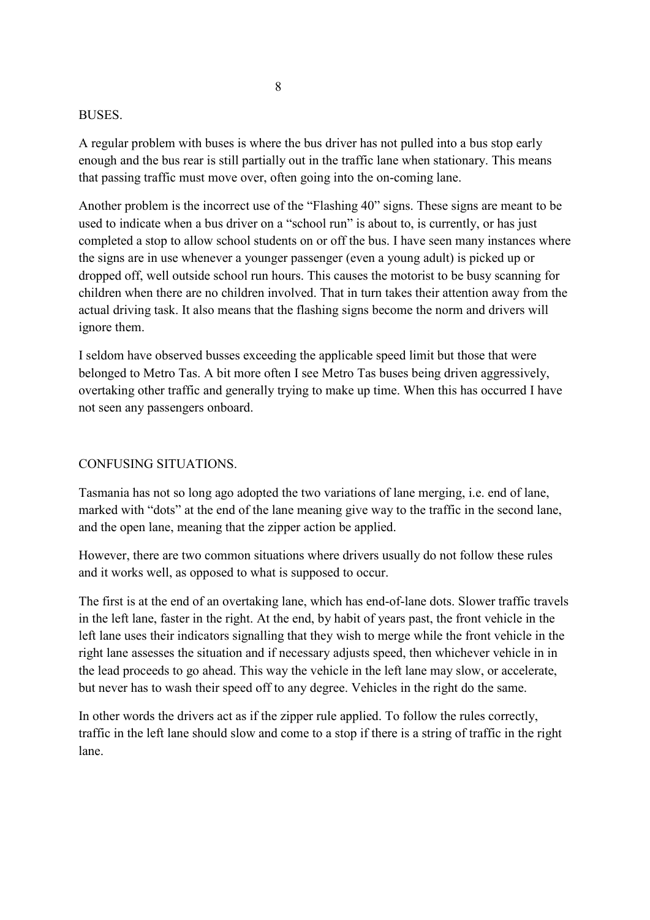## BUSES.

A regular problem with buses is where the bus driver has not pulled into a bus stop early enough and the bus rear is still partially out in the traffic lane when stationary. This means that passing traffic must move over, often going into the on-coming lane.

Another problem is the incorrect use of the "Flashing 40" signs. These signs are meant to be used to indicate when a bus driver on a "school run" is about to, is currently, or has just completed a stop to allow school students on or off the bus. I have seen many instances where the signs are in use whenever a younger passenger (even a young adult) is picked up or dropped off, well outside school run hours. This causes the motorist to be busy scanning for children when there are no children involved. That in turn takes their attention away from the actual driving task. It also means that the flashing signs become the norm and drivers will ignore them.

I seldom have observed busses exceeding the applicable speed limit but those that were belonged to Metro Tas. A bit more often I see Metro Tas buses being driven aggressively, overtaking other traffic and generally trying to make up time. When this has occurred I have not seen any passengers onboard.

## CONFUSING SITUATIONS.

Tasmania has not so long ago adopted the two variations of lane merging, i.e. end of lane, marked with "dots" at the end of the lane meaning give way to the traffic in the second lane, and the open lane, meaning that the zipper action be applied.

However, there are two common situations where drivers usually do not follow these rules and it works well, as opposed to what is supposed to occur.

The first is at the end of an overtaking lane, which has end-of-lane dots. Slower traffic travels in the left lane, faster in the right. At the end, by habit of years past, the front vehicle in the left lane uses their indicators signalling that they wish to merge while the front vehicle in the right lane assesses the situation and if necessary adjusts speed, then whichever vehicle in in the lead proceeds to go ahead. This way the vehicle in the left lane may slow, or accelerate, but never has to wash their speed off to any degree. Vehicles in the right do the same.

In other words the drivers act as if the zipper rule applied. To follow the rules correctly, traffic in the left lane should slow and come to a stop if there is a string of traffic in the right lane.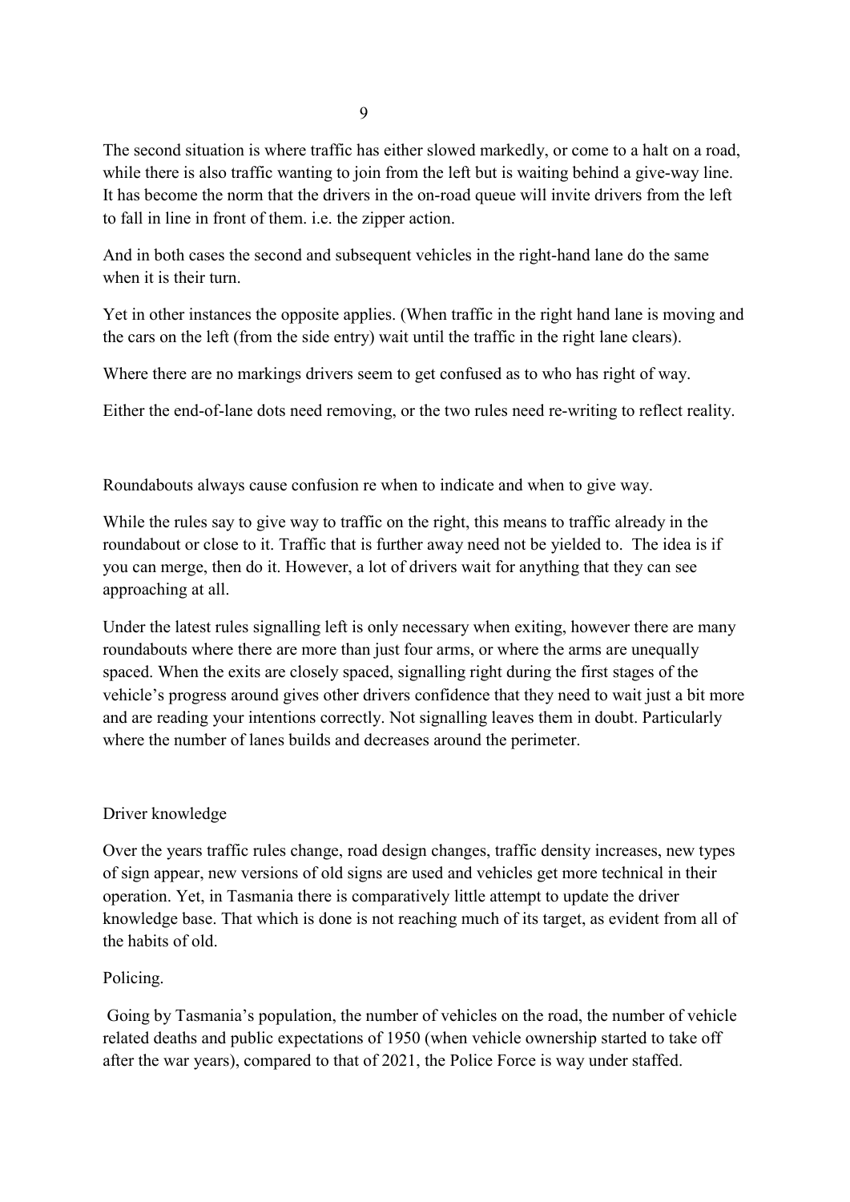The second situation is where traffic has either slowed markedly, or come to a halt on a road, while there is also traffic wanting to join from the left but is waiting behind a give-way line. It has become the norm that the drivers in the on-road queue will invite drivers from the left to fall in line in front of them. i.e. the zipper action.

And in both cases the second and subsequent vehicles in the right-hand lane do the same when it is their turn.

Yet in other instances the opposite applies. (When traffic in the right hand lane is moving and the cars on the left (from the side entry) wait until the traffic in the right lane clears).

Where there are no markings drivers seem to get confused as to who has right of way.

Either the end-of-lane dots need removing, or the two rules need re-writing to reflect reality.

Roundabouts always cause confusion re when to indicate and when to give way.

While the rules say to give way to traffic on the right, this means to traffic already in the roundabout or close to it. Traffic that is further away need not be yielded to. The idea is if you can merge, then do it. However, a lot of drivers wait for anything that they can see approaching at all.

Under the latest rules signalling left is only necessary when exiting, however there are many roundabouts where there are more than just four arms, or where the arms are unequally spaced. When the exits are closely spaced, signalling right during the first stages of the vehicle's progress around gives other drivers confidence that they need to wait just a bit more and are reading your intentions correctly. Not signalling leaves them in doubt. Particularly where the number of lanes builds and decreases around the perimeter.

Driver knowledge

Over the years traffic rules change, road design changes, traffic density increases, new types of sign appear, new versions of old signs are used and vehicles get more technical in their operation. Yet, in Tasmania there is comparatively little attempt to update the driver knowledge base. That which is done is not reaching much of its target, as evident from all of the habits of old.

Policing.

Going by Tasmania's population, the number of vehicles on the road, the number of vehicle related deaths and public expectations of 1950 (when vehicle ownership started to take off after the war years), compared to that of 2021, the Police Force is way under staffed.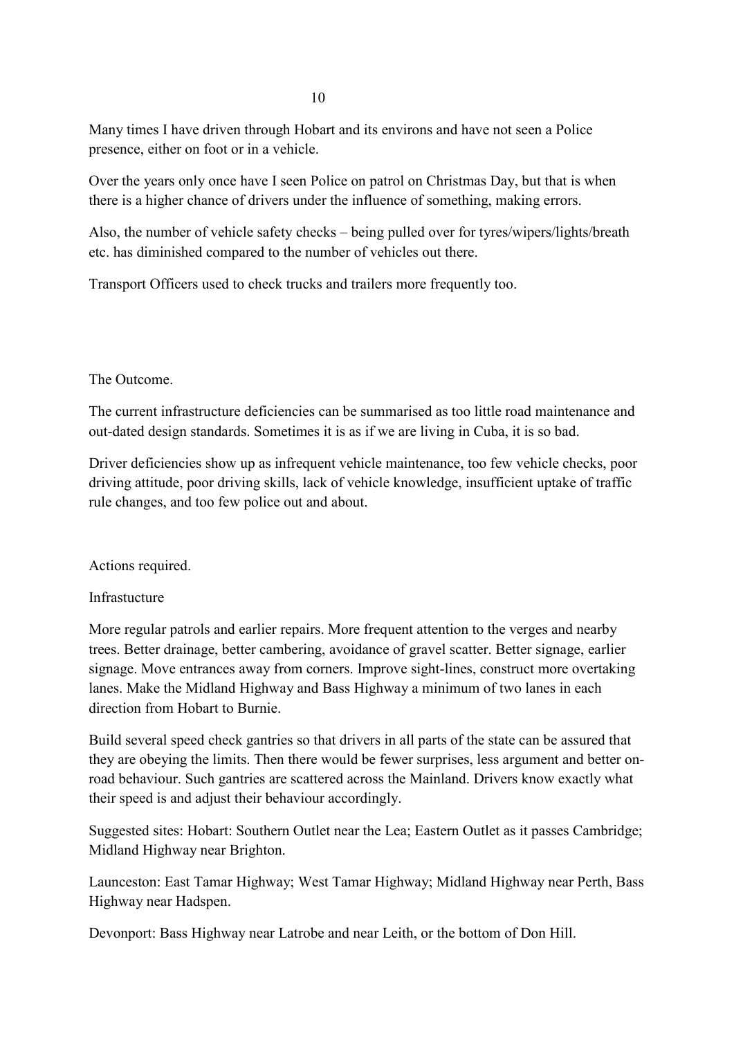Many times I have driven through Hobart and its environs and have not seen a Police presence, either on foot or in a vehicle.

Over the years only once have I seen Police on patrol on Christmas Day, but that is when there is a higher chance of drivers under the influence of something, making errors.

Also, the number of vehicle safety checks – being pulled over for tyres/wipers/lights/breath etc. has diminished compared to the number of vehicles out there.

Transport Officers used to check trucks and trailers more frequently too.

The Outcome.

The current infrastructure deficiencies can be summarised as too little road maintenance and out-dated design standards. Sometimes it is as if we are living in Cuba, it is so bad.

Driver deficiencies show up as infrequent vehicle maintenance, too few vehicle checks, poor driving attitude, poor driving skills, lack of vehicle knowledge, insufficient uptake of traffic rule changes, and too few police out and about.

Actions required.

Infrastucture

More regular patrols and earlier repairs. More frequent attention to the verges and nearby trees. Better drainage, better cambering, avoidance of gravel scatter. Better signage, earlier signage. Move entrances away from corners. Improve sight-lines, construct more overtaking lanes. Make the Midland Highway and Bass Highway a minimum of two lanes in each direction from Hobart to Burnie.

Build several speed check gantries so that drivers in all parts of the state can be assured that they are obeying the limits. Then there would be fewer surprises, less argument and better on-road behaviour. Such gantries are scattered across the Mainland. Drivers know exactly what their speed is and adjust their behaviour accordingly.

Suggested sites: Hobart: Southern Outlet near the Lea; Eastern Outlet as it passes Cambridge; Midland Highway near Brighton.

Launceston: East Tamar Highway; West Tamar Highway; Midland Highway near Perth, Bass Highway near Hadspen.

Devonport: Bass Highway near Latrobe and near Leith, or the bottom of Don Hill.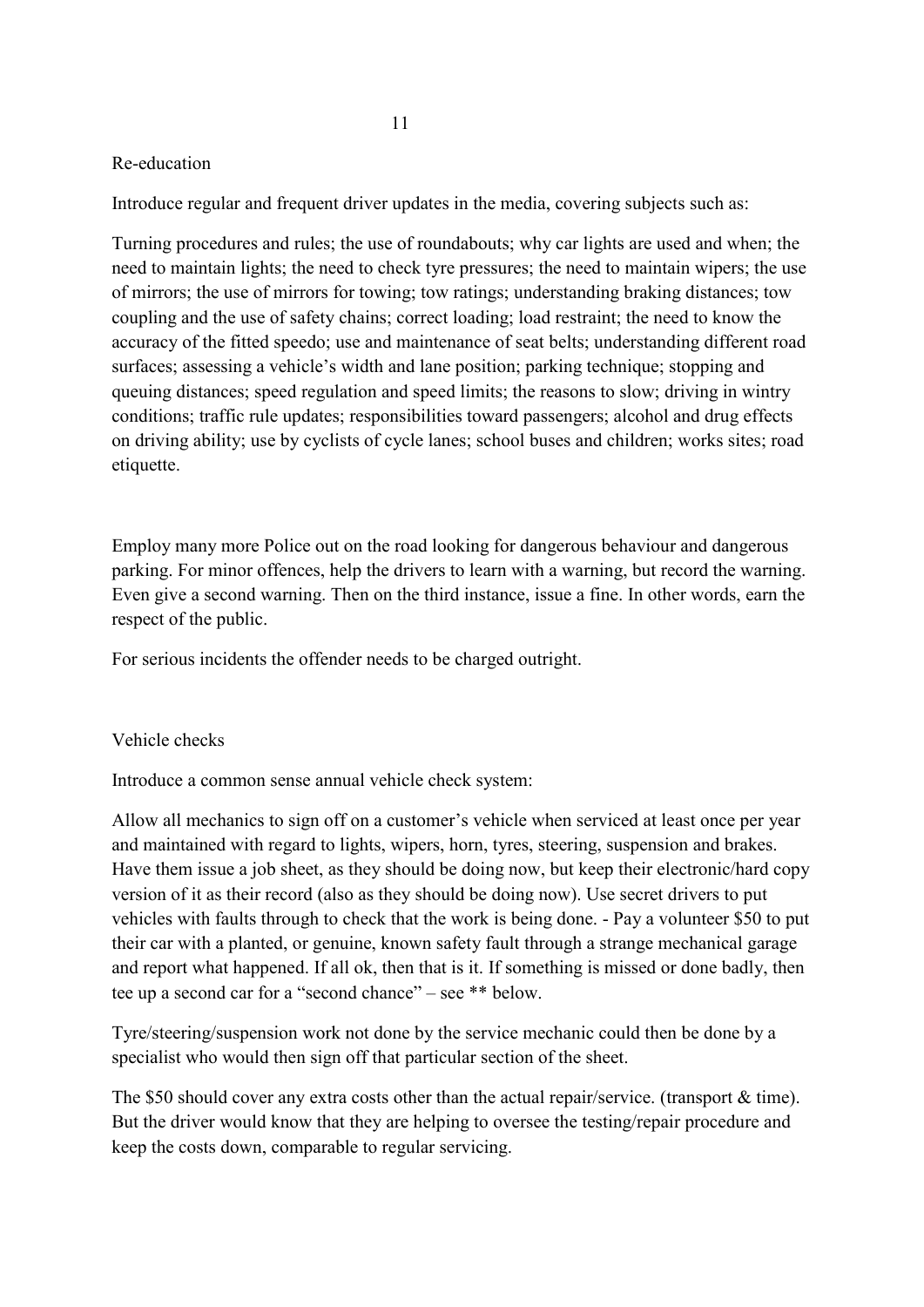## Re-education

Introduce regular and frequent driver updates in the media, covering subjects such as:

Turning procedures and rules; the use of roundabouts; why car lights are used and when; the need to maintain lights; the need to check tyre pressures; the need to maintain wipers; the use of mirrors; the use of mirrors for towing; tow ratings; understanding braking distances; tow coupling and the use of safety chains; correct loading; load restraint; the need to know the accuracy of the fitted speedo; use and maintenance of seat belts; understanding different road surfaces; assessing a vehicle's width and lane position; parking technique; stopping and queuing distances; speed regulation and speed limits; the reasons to slow; driving in wintry conditions; traffic rule updates; responsibilities toward passengers; alcohol and drug effects on driving ability; use by cyclists of cycle lanes; school buses and children; works sites; road etiquette.

Employ many more Police out on the road looking for dangerous behaviour and dangerous parking. For minor offences, help the drivers to learn with a warning, but record the warning. Even give a second warning. Then on the third instance, issue a fine. In other words, earn the respect of the public.

For serious incidents the offender needs to be charged outright.

## Vehicle checks

Introduce a common sense annual vehicle check system:

Allow all mechanics to sign off on a customer's vehicle when serviced at least once per year and maintained with regard to lights, wipers, horn, tyres, steering, suspension and brakes. Have them issue a job sheet, as they should be doing now, but keep their electronic/hard copy version of it as their record (also as they should be doing now). Use secret drivers to put vehicles with faults through to check that the work is being done. - Pay a volunteer $50 to put their car with a planted, or genuine, known safety fault through a strange mechanical garage and report what happened. If all ok, then that is it. If something is missed or done badly, then tee up a second car for a "second chance" – see ** below.

Tyre/steering/suspension work not done by the service mechanic could then be done by a specialist who would then sign off that particular section of the sheet.

The $50 should cover any extra costs other than the actual repair/service. (transport & time). But the driver would know that they are helping to oversee the testing/repair procedure and keep the costs down, comparable to regular servicing.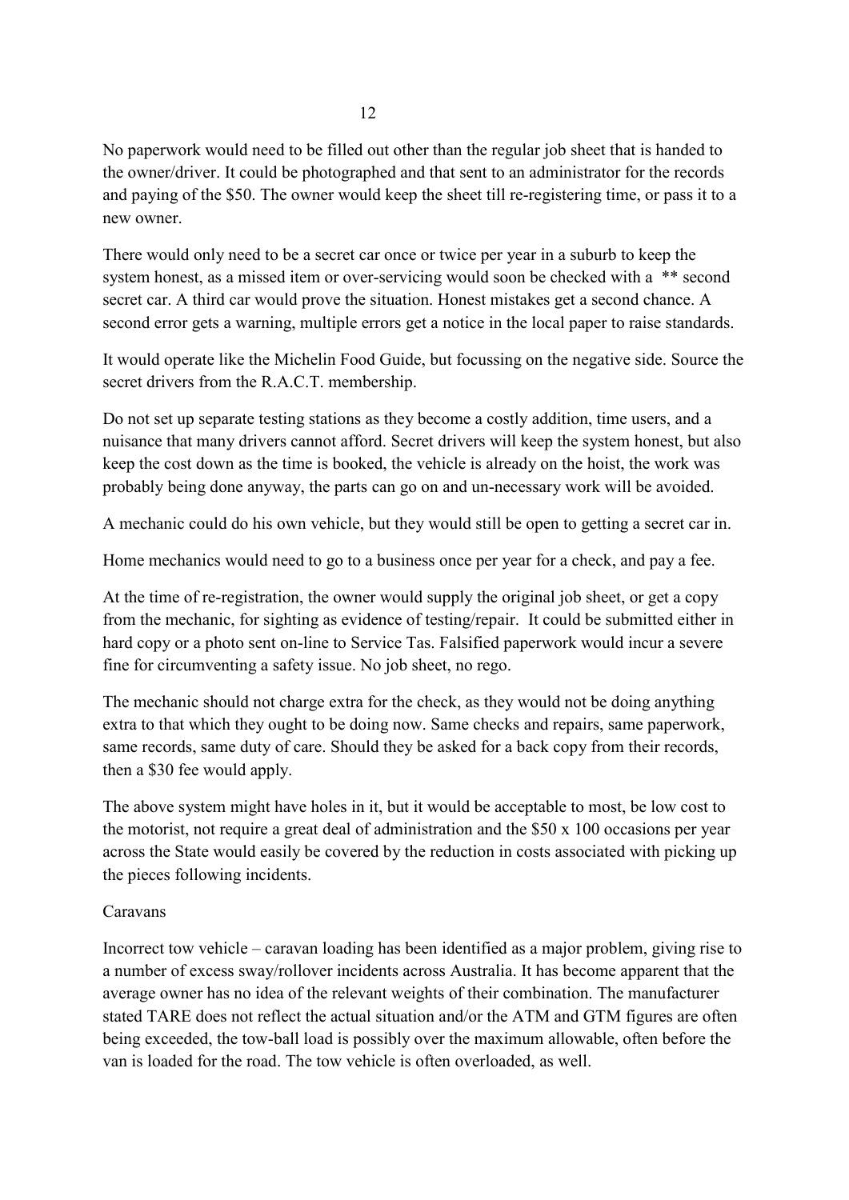No paperwork would need to be filled out other than the regular job sheet that is handed to the owner/driver. It could be photographed and that sent to an administrator for the records and paying of the $50. The owner would keep the sheet till re-registering time, or pass it to a new owner.

There would only need to be a secret car once or twice per year in a suburb to keep the system honest, as a missed item or over-servicing would soon be checked with a ** second secret car. A third car would prove the situation. Honest mistakes get a second chance. A second error gets a warning, multiple errors get a notice in the local paper to raise standards.

It would operate like the Michelin Food Guide, but focussing on the negative side. Source the secret drivers from the R.A.C.T. membership.

Do not set up separate testing stations as they become a costly addition, time users, and a nuisance that many drivers cannot afford. Secret drivers will keep the system honest, but also keep the cost down as the time is booked, the vehicle is already on the hoist, the work was probably being done anyway, the parts can go on and un-necessary work will be avoided.

A mechanic could do his own vehicle, but they would still be open to getting a secret car in.

Home mechanics would need to go to a business once per year for a check, and pay a fee.

At the time of re-registration, the owner would supply the original job sheet, or get a copy from the mechanic, for sighting as evidence of testing/repair. It could be submitted either in hard copy or a photo sent on-line to Service Tas. Falsified paperwork would incur a severe fine for circumventing a safety issue. No job sheet, no rego.

The mechanic should not charge extra for the check, as they would not be doing anything extra to that which they ought to be doing now. Same checks and repairs, same paperwork, same records, same duty of care. Should they be asked for a back copy from their records, then a $30 fee would apply.

The above system might have holes in it, but it would be acceptable to most, be low cost to the motorist, not require a great deal of administration and the $50 x 100 occasions per year across the State would easily be covered by the reduction in costs associated with picking up the pieces following incidents.

Caravans

Incorrect tow vehicle – caravan loading has been identified as a major problem, giving rise to a number of excess sway/rollover incidents across Australia. It has become apparent that the average owner has no idea of the relevant weights of their combination. The manufacturer stated TARE does not reflect the actual situation and/or the ATM and GTM figures are often being exceeded, the tow-ball load is possibly over the maximum allowable, often before the van is loaded for the road. The tow vehicle is often overloaded, as well.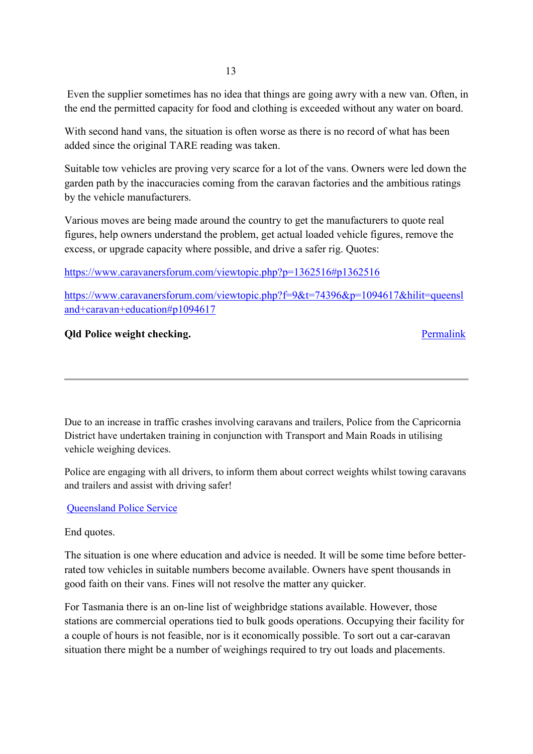Even the supplier sometimes has no idea that things are going awry with a new van. Often, in the end the permitted capacity for food and clothing is exceeded without any water on board.

With second hand vans, the situation is often worse as there is no record of what has been added since the original TARE reading was taken.

Suitable tow vehicles are proving very scarce for a lot of the vans. Owners were led down the garden path by the inaccuracies coming from the caravan factories and the ambitious ratings by the vehicle manufacturers.

Various moves are being made around the country to get the manufacturers to quote real figures, help owners understand the problem, get actual loaded vehicle figures, remove the excess, or upgrade capacity where possible, and drive a safer rig. Quotes:

https://www.caravanersforum.com/viewtopic.php?p=1362516#p1362516

https://www.caravanersforum.com/viewtopic.php?f=9&t=74396&p=1094617&hilit=queensland+caravan+education#p1094617

**Qld Police weight checking.** Permalink

---

Due to an increase in traffic crashes involving caravans and trailers, Police from the Capricornia District have undertaken training in conjunction with Transport and Main Roads in utilising vehicle weighing devices.

Police are engaging with all drivers, to inform them about correct weights whilst towing caravans and trailers and assist with driving safer!

Queensland Police Service

End quotes.

The situation is one where education and advice is needed. It will be some time before better-rated tow vehicles in suitable numbers become available. Owners have spent thousands in good faith on their vans. Fines will not resolve the matter any quicker.

For Tasmania there is an on-line list of weighbridge stations available. However, those stations are commercial operations tied to bulk goods operations. Occupying their facility for a couple of hours is not feasible, nor is it economically possible. To sort out a car-caravan situation there might be a number of weighings required to try out loads and placements.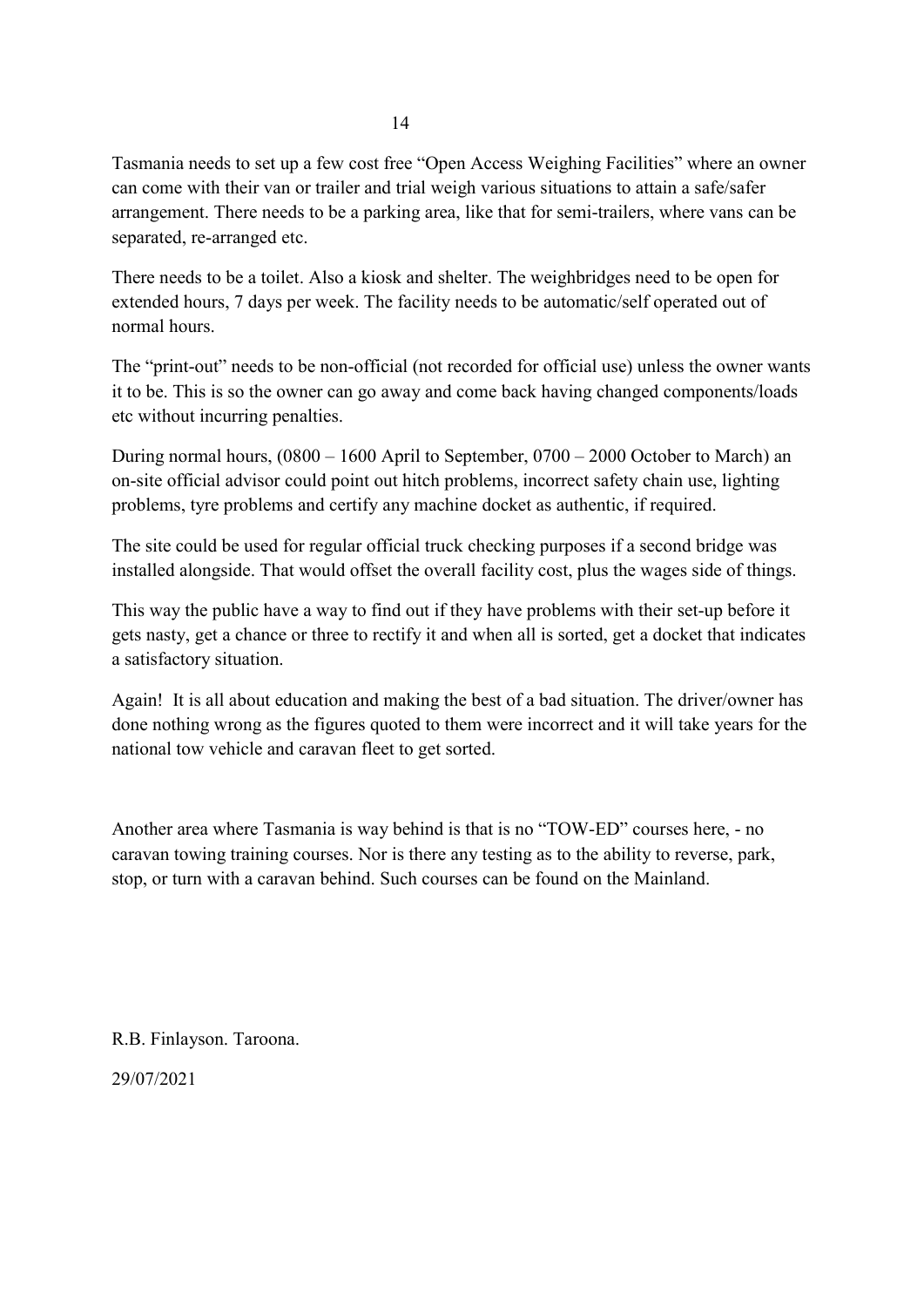Tasmania needs to set up a few cost free "Open Access Weighing Facilities" where an owner can come with their van or trailer and trial weigh various situations to attain a safe/safer arrangement. There needs to be a parking area, like that for semi-trailers, where vans can be separated, re-arranged etc.

There needs to be a toilet. Also a kiosk and shelter. The weighbridges need to be open for extended hours, 7 days per week. The facility needs to be automatic/self operated out of normal hours.

The "print-out" needs to be non-official (not recorded for official use) unless the owner wants it to be. This is so the owner can go away and come back having changed components/loads etc without incurring penalties.

During normal hours, (0800 – 1600 April to September, 0700 – 2000 October to March) an on-site official advisor could point out hitch problems, incorrect safety chain use, lighting problems, tyre problems and certify any machine docket as authentic, if required.

The site could be used for regular official truck checking purposes if a second bridge was installed alongside. That would offset the overall facility cost, plus the wages side of things.

This way the public have a way to find out if they have problems with their set-up before it gets nasty, get a chance or three to rectify it and when all is sorted, get a docket that indicates a satisfactory situation.

Again! It is all about education and making the best of a bad situation. The driver/owner has done nothing wrong as the figures quoted to them were incorrect and it will take years for the national tow vehicle and caravan fleet to get sorted.

Another area where Tasmania is way behind is that is no "TOW-ED" courses here, - no caravan towing training courses. Nor is there any testing as to the ability to reverse, park, stop, or turn with a caravan behind. Such courses can be found on the Mainland.

R.B. Finlayson. Taroona.

29/07/2021